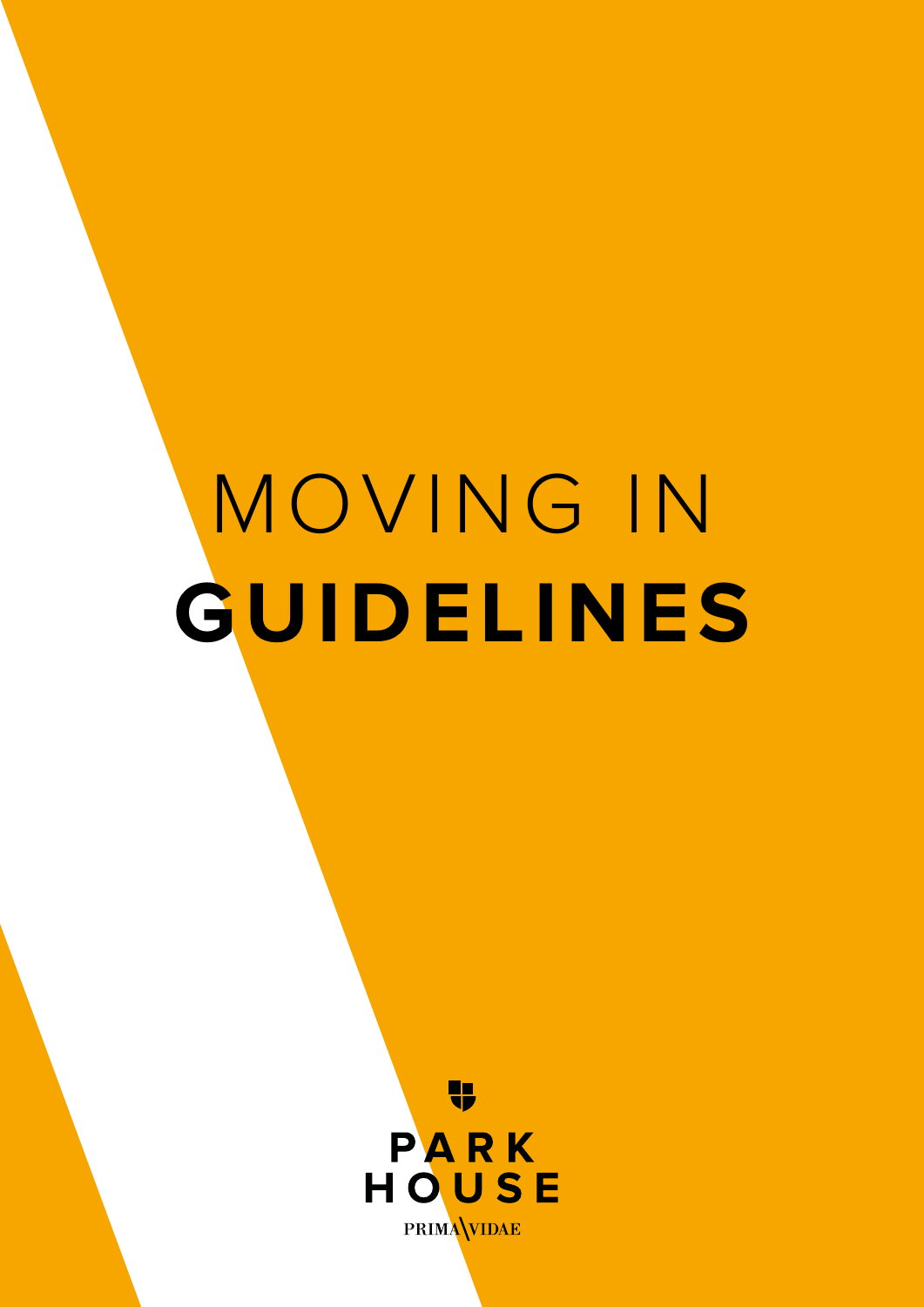# MOVING IN **GUIDELINES**

PARK HOUSE

PRIMA VIDAE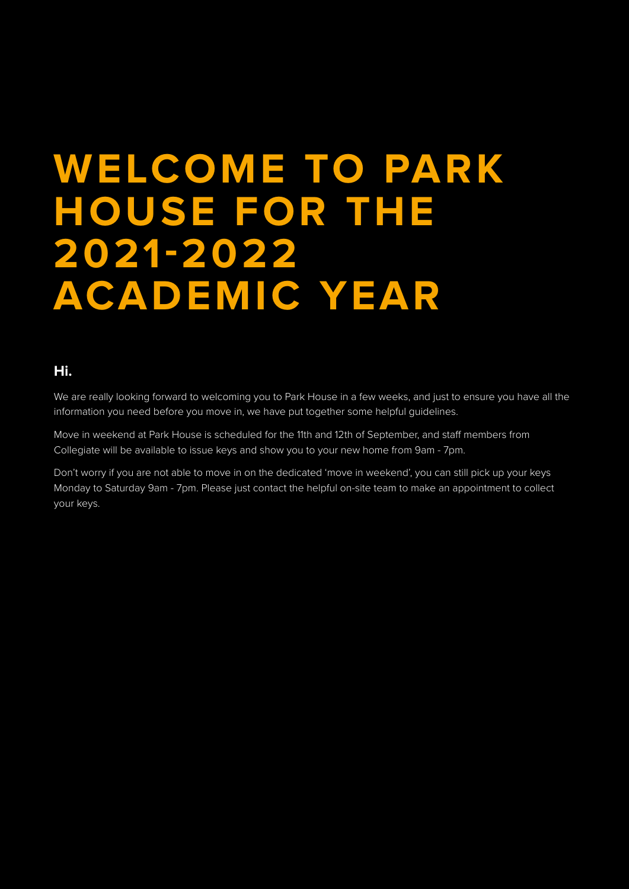# WELCOME TO PARK HOUSE FOR THE 2021-2022 ACADEMIC YEAR

**Hi.**

We are really looking forward to welcoming you to Park House in a few weeks, and just to ensure you have all the information you need before you move in, we have put together some helpful guidelines.

Move in weekend at Park House is scheduled for the 11th and 12th of September, and staff members from Collegiate will be available to issue keys and show you to your new home from 9am - 7pm.

Don't worry if you are not able to move in on the dedicated 'move in weekend', you can still pick up your keys Monday to Saturday 9am - 7pm. Please just contact the helpful on-site team to make an appointment to collect your keys.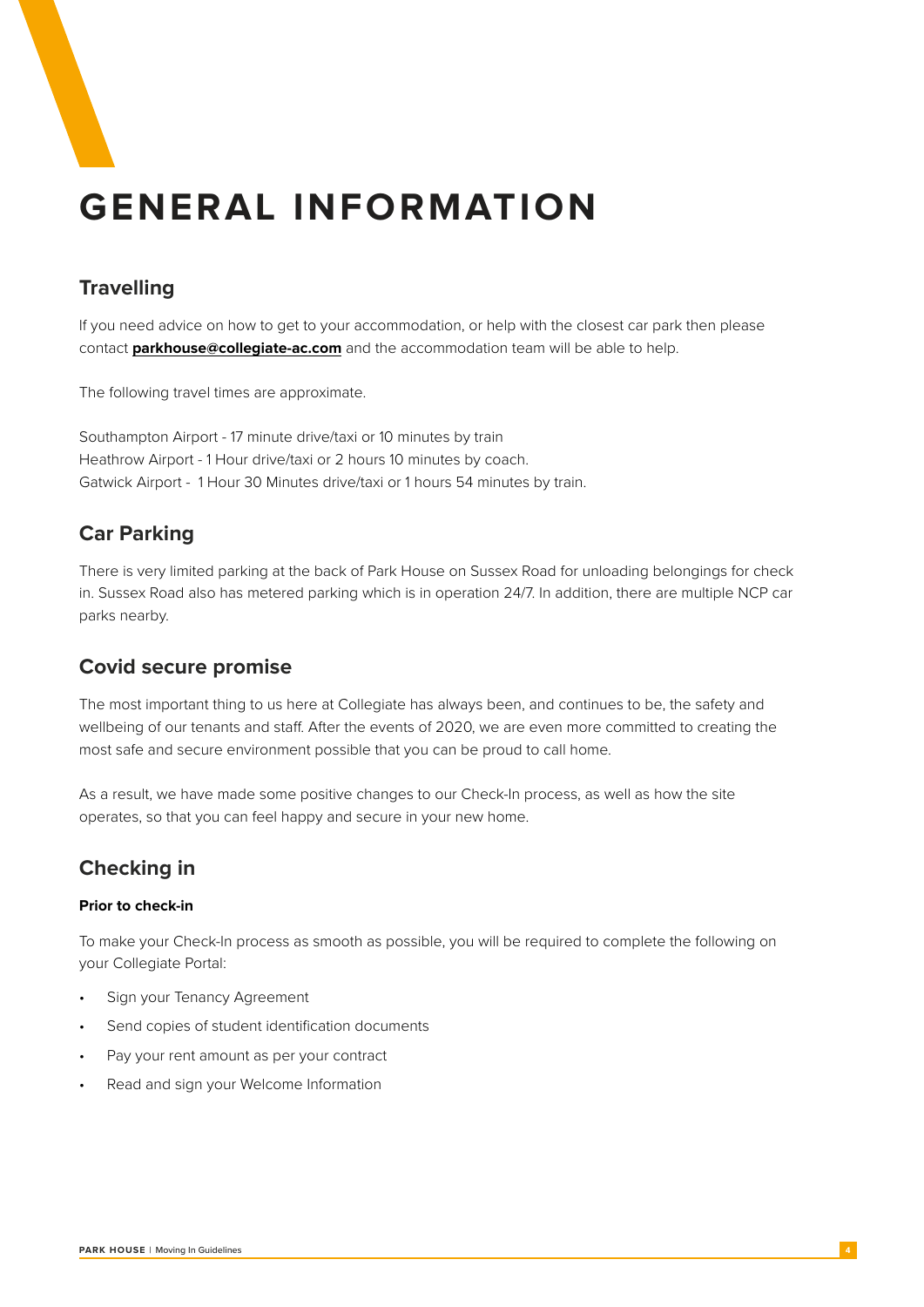# GENERAL INFORMATION

## Travelling

If you need advice on how to get to your accommodation, or help with the closest car park then please contact **parkhouse@collegiate-ac.com** and the accommodation team will be able to help.

The following travel times are approximate.

Southampton Airport - 17 minute drive/taxi or 10 minutes by train
Heathrow Airport - 1 Hour drive/taxi or 2 hours 10 minutes by coach.
Gatwick Airport - 1 Hour 30 Minutes drive/taxi or 1 hours 54 minutes by train.

## Car Parking

There is very limited parking at the back of Park House on Sussex Road for unloading belongings for check in. Sussex Road also has metered parking which is in operation 24/7. In addition, there are multiple NCP car parks nearby.

## Covid secure promise

The most important thing to us here at Collegiate has always been, and continues to be, the safety and wellbeing of our tenants and staff. After the events of 2020, we are even more committed to creating the most safe and secure environment possible that you can be proud to call home.

As a result, we have made some positive changes to our Check-In process, as well as how the site operates, so that you can feel happy and secure in your new home.

## Checking in

#### Prior to check-in

To make your Check-In process as smooth as possible, you will be required to complete the following on your Collegiate Portal:

- Sign your Tenancy Agreement
- Send copies of student identification documents
- Pay your rent amount as per your contract
- Read and sign your Welcome Information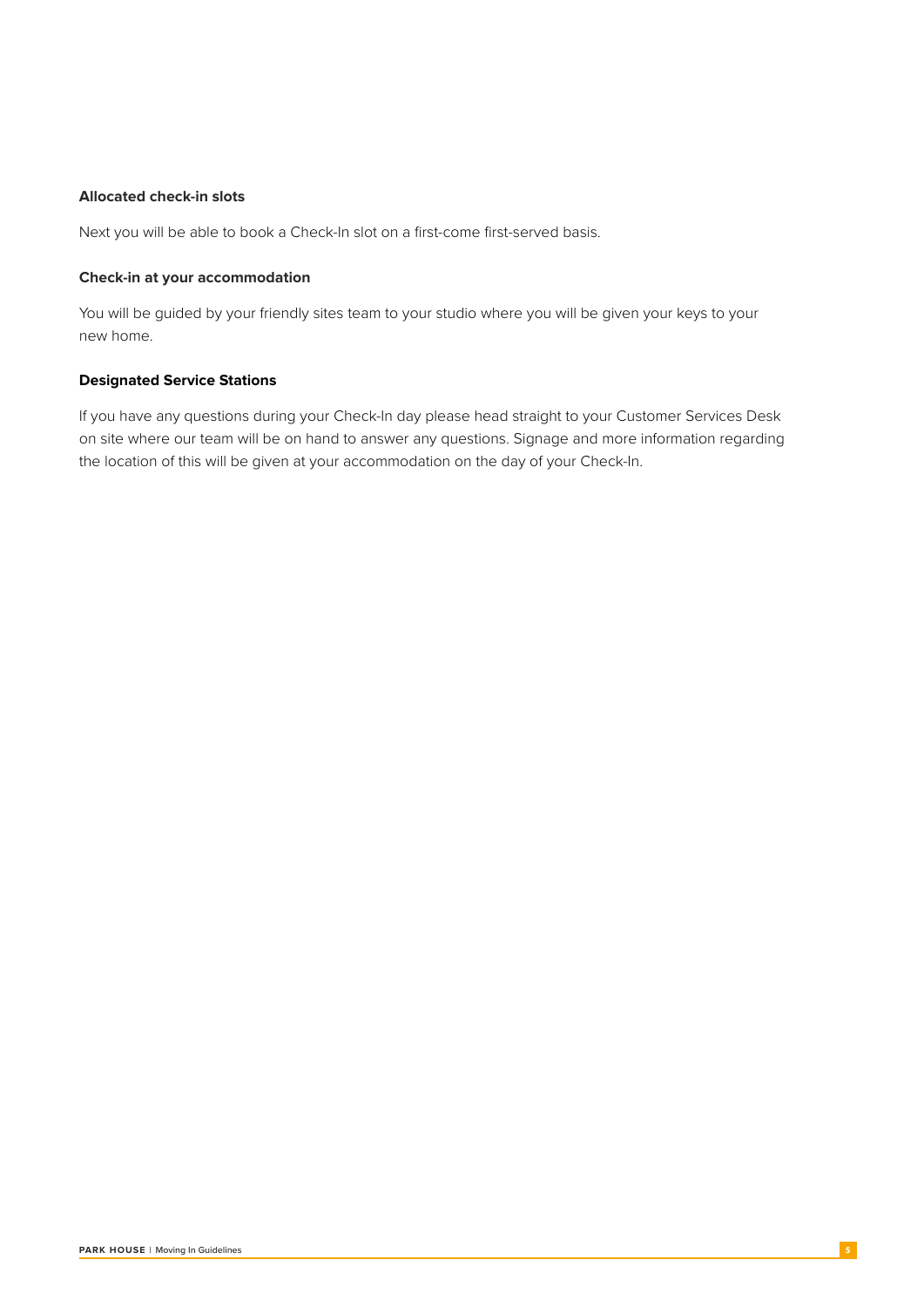### Allocated check-in slots

Next you will be able to book a Check-In slot on a first-come first-served basis.

### Check-in at your accommodation

You will be guided by your friendly sites team to your studio where you will be given your keys to your new home.

### Designated Service Stations

If you have any questions during your Check-In day please head straight to your Customer Services Desk on site where our team will be on hand to answer any questions. Signage and more information regarding the location of this will be given at your accommodation on the day of your Check-In.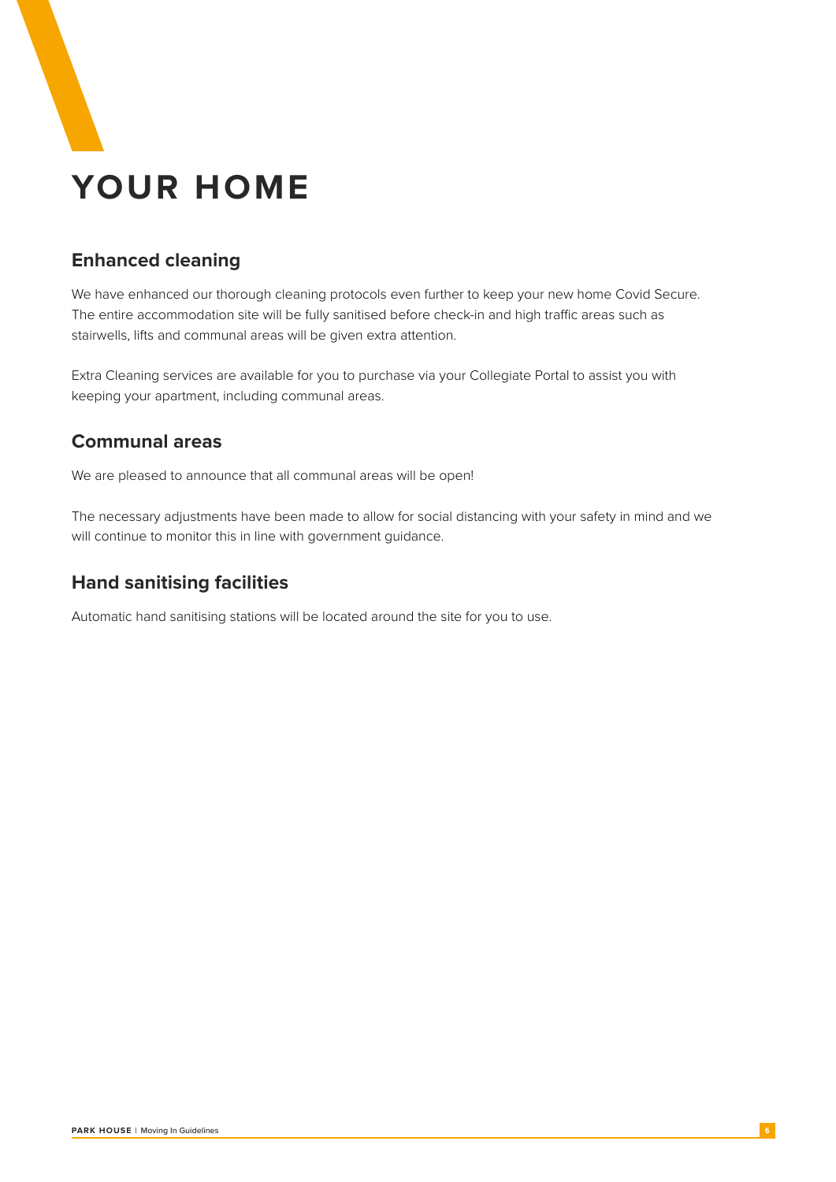# YOUR HOME

## Enhanced cleaning

We have enhanced our thorough cleaning protocols even further to keep your new home Covid Secure. The entire accommodation site will be fully sanitised before check-in and high traffic areas such as stairwells, lifts and communal areas will be given extra attention.

Extra Cleaning services are available for you to purchase via your Collegiate Portal to assist you with keeping your apartment, including communal areas.

## Communal areas

We are pleased to announce that all communal areas will be open!

The necessary adjustments have been made to allow for social distancing with your safety in mind and we will continue to monitor this in line with government guidance.

## Hand sanitising facilities

Automatic hand sanitising stations will be located around the site for you to use.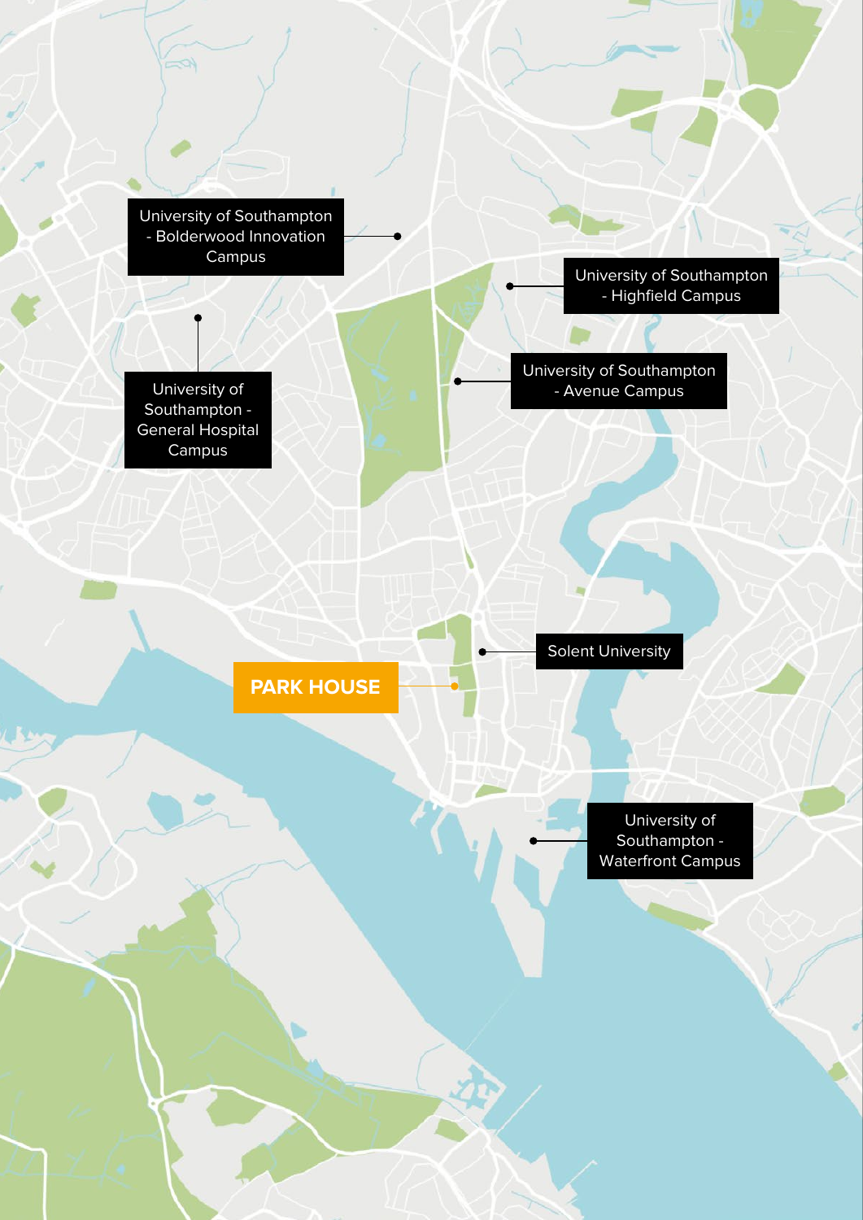University of Southampton - Bolderwood Innovation Campus

University of Southampton - Highfield Campus

University of Southampton - Avenue Campus

University of Southampton - General Hospital Campus

Solent University

**PARK HOUSE**

University of Southampton - Waterfront Campus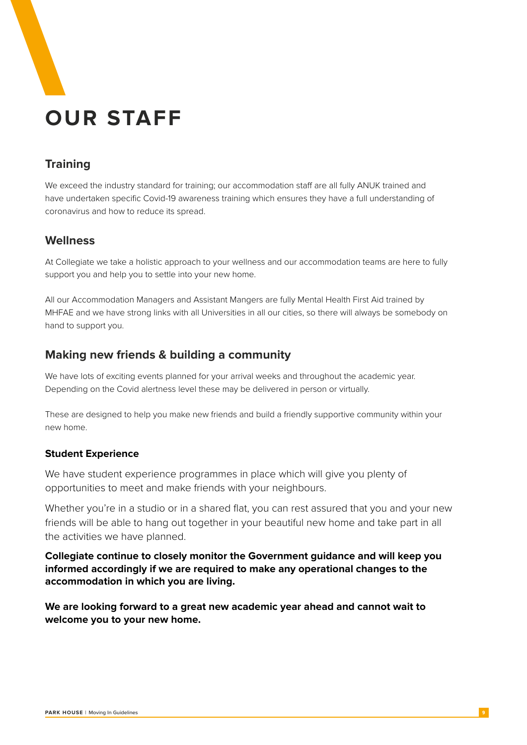# OUR STAFF

## Training

We exceed the industry standard for training; our accommodation staff are all fully ANUK trained and have undertaken specific Covid-19 awareness training which ensures they have a full understanding of coronavirus and how to reduce its spread.

## Wellness

At Collegiate we take a holistic approach to your wellness and our accommodation teams are here to fully support you and help you to settle into your new home.

All our Accommodation Managers and Assistant Mangers are fully Mental Health First Aid trained by MHFAE and we have strong links with all Universities in all our cities, so there will always be somebody on hand to support you.

## Making new friends & building a community

We have lots of exciting events planned for your arrival weeks and throughout the academic year. Depending on the Covid alertness level these may be delivered in person or virtually.

These are designed to help you make new friends and build a friendly supportive community within your new home.

### Student Experience

We have student experience programmes in place which will give you plenty of opportunities to meet and make friends with your neighbours.

Whether you're in a studio or in a shared flat, you can rest assured that you and your new friends will be able to hang out together in your beautiful new home and take part in all the activities we have planned.

**Collegiate continue to closely monitor the Government guidance and will keep you informed accordingly if we are required to make any operational changes to the accommodation in which you are living.**

**We are looking forward to a great new academic year ahead and cannot wait to welcome you to your new home.**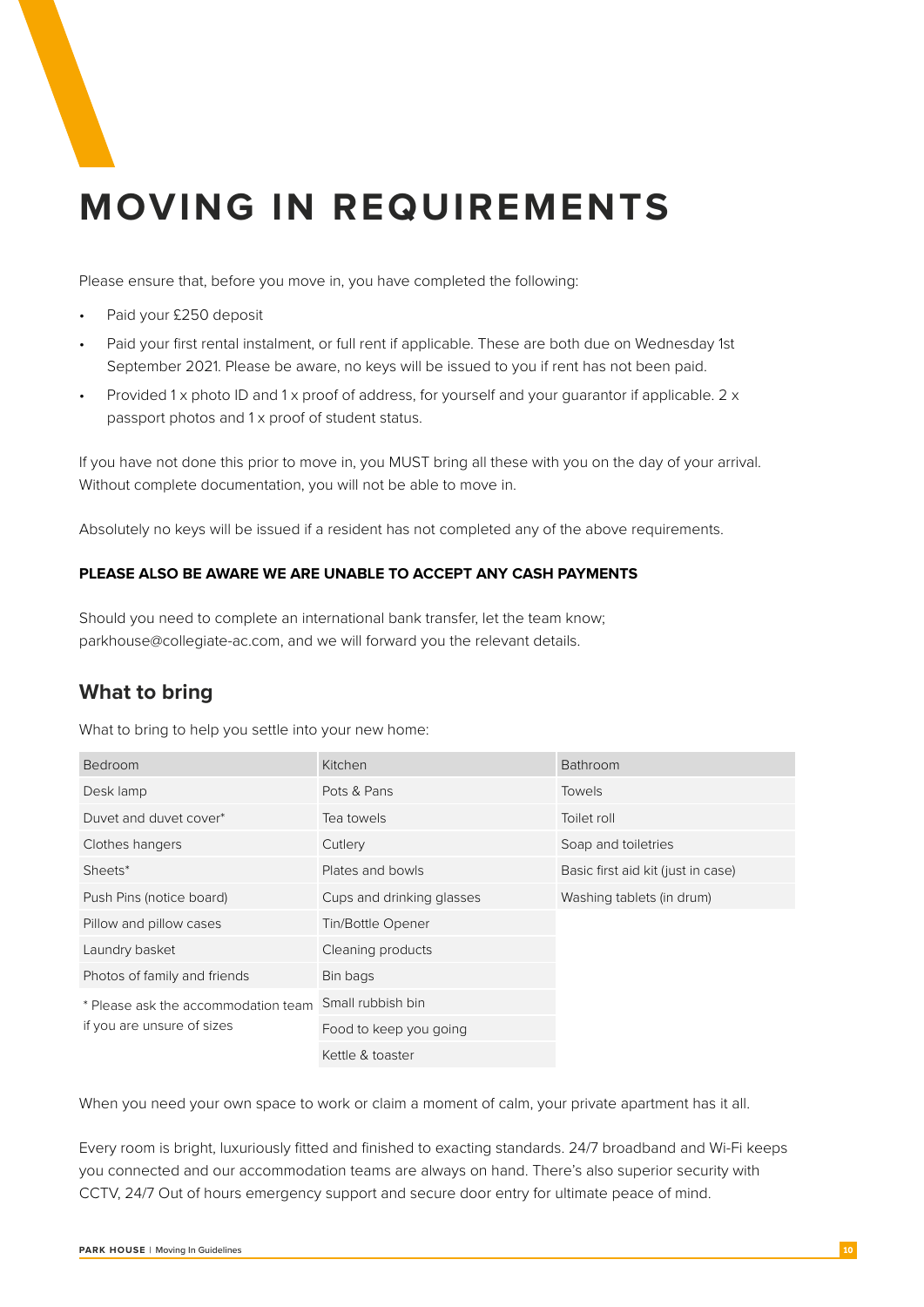# MOVING IN REQUIREMENTS

Please ensure that, before you move in, you have completed the following:

- Paid your £250 deposit
- Paid your first rental instalment, or full rent if applicable. These are both due on Wednesday 1st September 2021. Please be aware, no keys will be issued to you if rent has not been paid.
- Provided 1 x photo ID and 1 x proof of address, for yourself and your guarantor if applicable. 2 x passport photos and 1 x proof of student status.

If you have not done this prior to move in, you MUST bring all these with you on the day of your arrival. Without complete documentation, you will not be able to move in.

Absolutely no keys will be issued if a resident has not completed any of the above requirements.

**PLEASE ALSO BE AWARE WE ARE UNABLE TO ACCEPT ANY CASH PAYMENTS**

Should you need to complete an international bank transfer, let the team know; parkhouse@collegiate-ac.com, and we will forward you the relevant details.

## What to bring

What to bring to help you settle into your new home:

| Bedroom | Kitchen | Bathroom |
|---|---|---|
| Desk lamp | Pots & Pans | Towels |
| Duvet and duvet cover* | Tea towels | Toilet roll |
| Clothes hangers | Cutlery | Soap and toiletries |
| Sheets* | Plates and bowls | Basic first aid kit (just in case) |
| Push Pins (notice board) | Cups and drinking glasses | Washing tablets (in drum) |
| Pillow and pillow cases | Tin/Bottle Opener | |
| Laundry basket | Cleaning products | |
| Photos of family and friends | Bin bags | |
| | Small rubbish bin | |
| | Food to keep you going | |
| | Kettle & toaster | |

\* Please ask the accommodation team if you are unsure of sizes

When you need your own space to work or claim a moment of calm, your private apartment has it all.

Every room is bright, luxuriously fitted and finished to exacting standards. 24/7 broadband and Wi-Fi keeps you connected and our accommodation teams are always on hand. There's also superior security with CCTV, 24/7 Out of hours emergency support and secure door entry for ultimate peace of mind.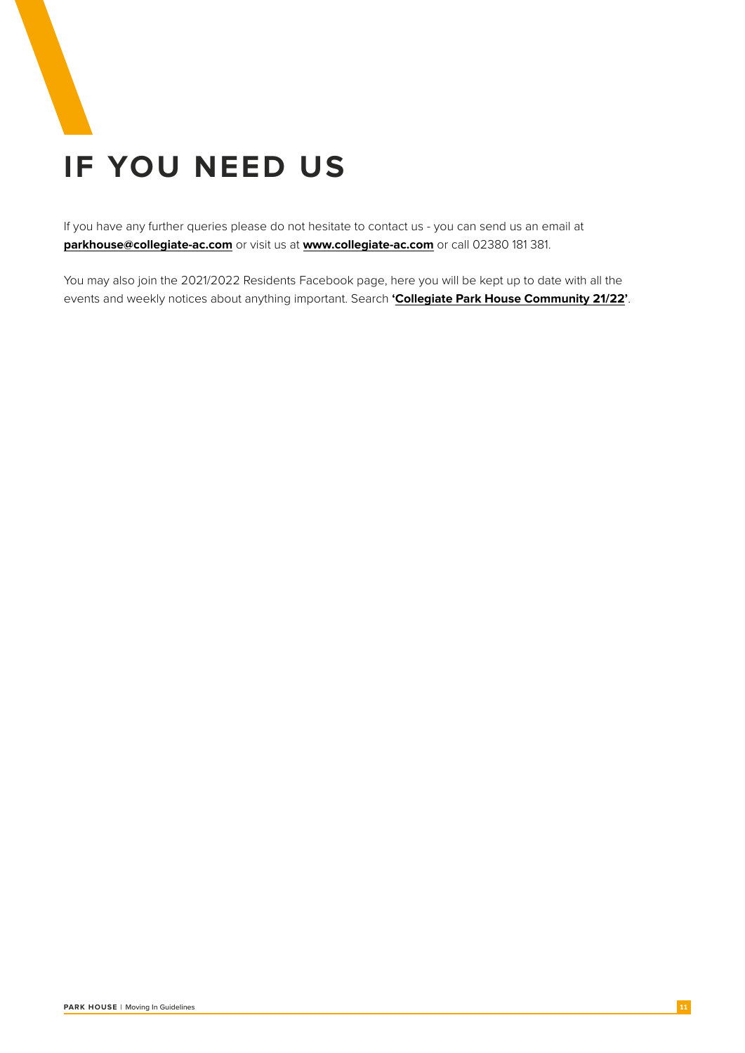# IF YOU NEED US

If you have any further queries please do not hesitate to contact us - you can send us an email at **parkhouse@collegiate-ac.com** or visit us at **www.collegiate-ac.com** or call 02380 181 381.

You may also join the 2021/2022 Residents Facebook page, here you will be kept up to date with all the events and weekly notices about anything important. Search **'Collegiate Park House Community 21/22'**.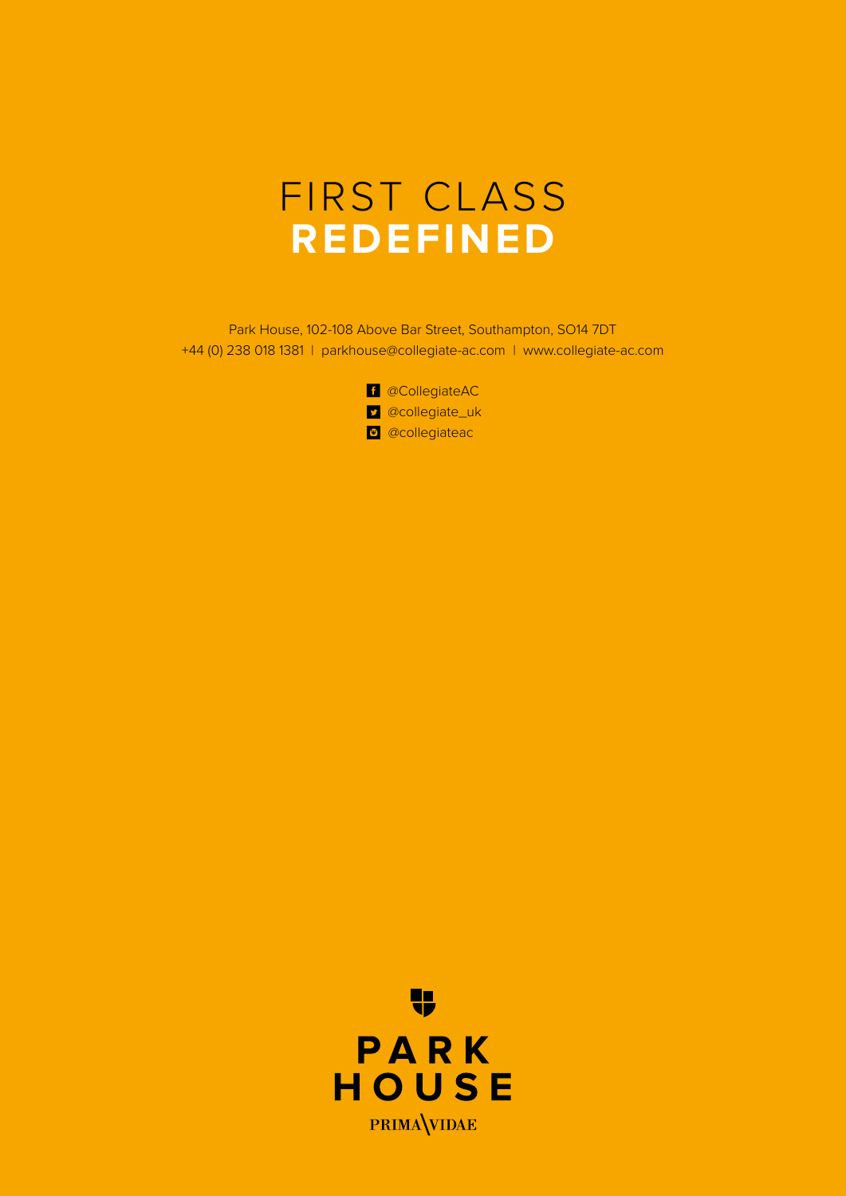# FIRST CLASS **REDEFINED**

Park House, 102-108 Above Bar Street, Southampton, SO14 7DT
+44 (0) 238 018 1381 | parkhouse@collegiate-ac.com | www.collegiate-ac.com

@CollegiateAC
@collegiate_uk
@collegiateac

**PARK HOUSE**
PRIMA\VIDAE